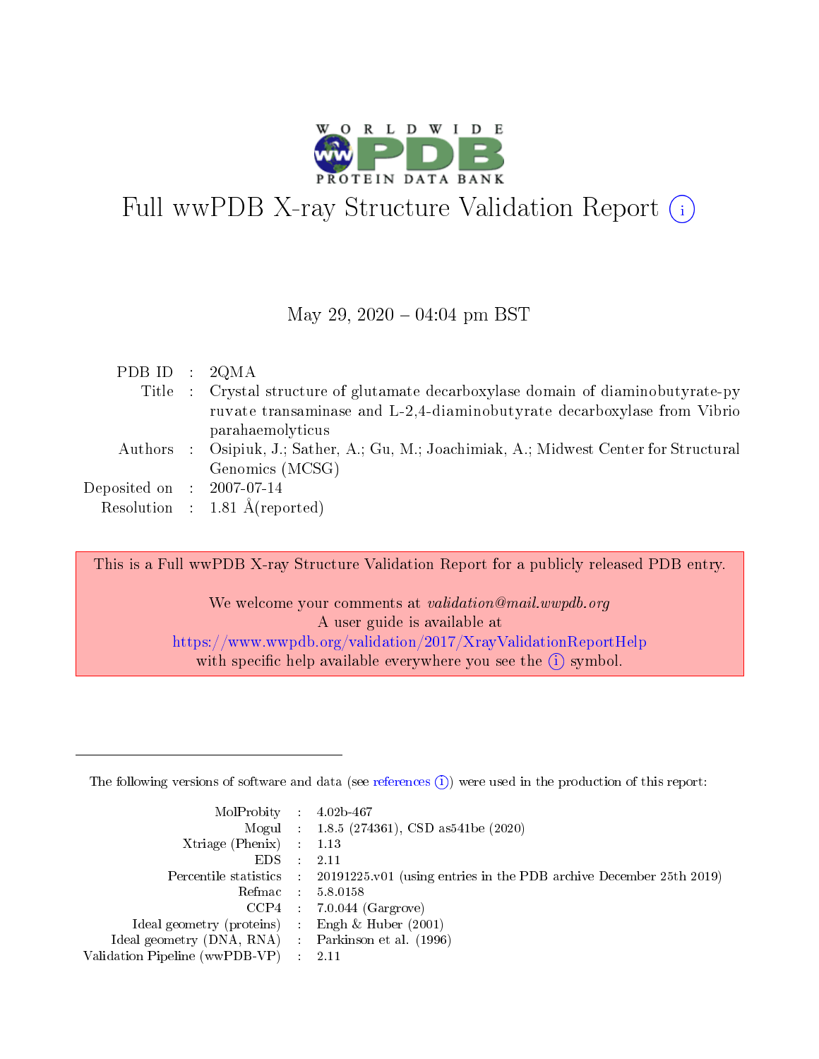# Full wwPDB X-ray Structure Validation Report (i)

May 29, 2020 – 04:04 pm BST

| | | |
|---|---|---|
| PDB ID | : | 2QMA |
| Title | : | Crystal structure of glutamate decarboxylase domain of diaminobutyrate-pyruvate transaminase and L-2,4-diaminobutyrate decarboxylase from Vibrio parahaemolyticus |
| Authors | : | Osipiuk, J.; Sather, A.; Gu, M.; Joachimiak, A.; Midwest Center for Structural Genomics (MCSG) |
| Deposited on | : | 2007-07-14 |
| Resolution | : | 1.81 Å(reported) |

This is a Full wwPDB X-ray Structure Validation Report for a publicly released PDB entry.

We welcome your comments at *validation@mail.wwpdb.org*
A user guide is available at
https://www.wwpdb.org/validation/2017/XrayValidationReportHelp
with specific help available everywhere you see the (i) symbol.

---

The following versions of software and data (see references (i)) were used in the production of this report:

| | | |
|---|---|---|
| MolProbity | : | 4.02b-467 |
| Mogul | : | 1.8.5 (274361), CSD as541be (2020) |
| Xtriage (Phenix) | : | 1.13 |
| EDS | : | 2.11 |
| Percentile statistics | : | 20191225.v01 (using entries in the PDB archive December 25th 2019) |
| Refmac | : | 5.8.0158 |
| CCP4 | : | 7.0.044 (Gargrove) |
| Ideal geometry (proteins) | : | Engh & Huber (2001) |
| Ideal geometry (DNA, RNA) | : | Parkinson et al. (1996) |
| Validation Pipeline (wwPDB-VP) | : | 2.11 |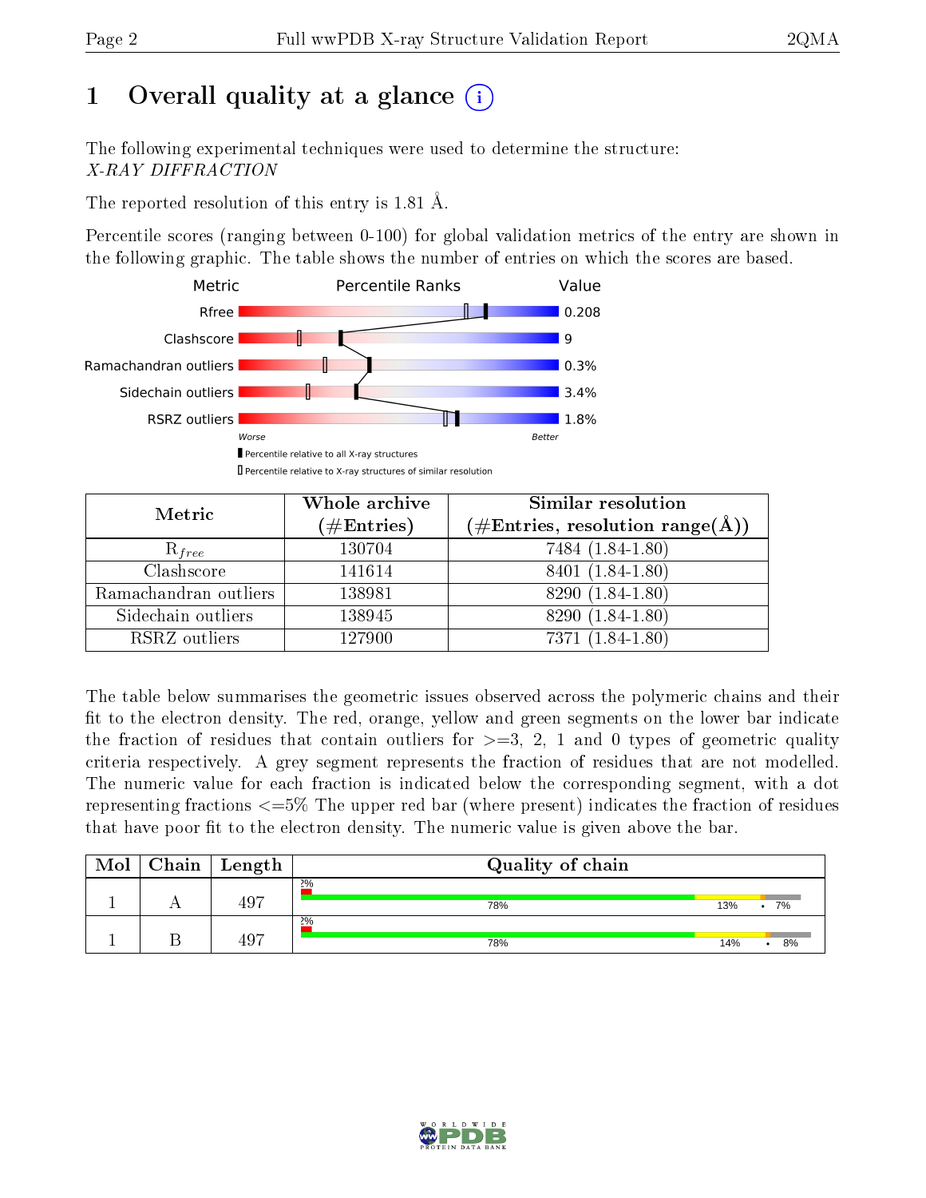# 1 Overall quality at a glance (i)

The following experimental techniques were used to determine the structure:
*X-RAY DIFFRACTION*

The reported resolution of this entry is 1.81 Å.

Percentile scores (ranging between 0-100) for global validation metrics of the entry are shown in the following graphic. The table shows the number of entries on which the scores are based.

Metric
Percentile Ranks
Value
Rfree 0.208
Clashscore 9
Ramachandran outliers 0.3%
Sidechain outliers 3.4%
RSRZ outliers 1.8%
Worse
Better
Percentile relative to all X-ray structures
Percentile relative to X-ray structures of similar resolution

| Metric | Whole archive (#Entries) | Similar resolution (#Entries, resolution range(Å)) |
|---|---|---|
| $R_{free}$ | 130704 | 7484 (1.84-1.80) |
| Clashscore | 141614 | 8401 (1.84-1.80) |
| Ramachandran outliers | 138981 | 8290 (1.84-1.80) |
| Sidechain outliers | 138945 | 8290 (1.84-1.80) |
| RSRZ outliers | 127900 | 7371 (1.84-1.80) |

The table below summarises the geometric issues observed across the polymeric chains and their fit to the electron density. The red, orange, yellow and green segments on the lower bar indicate the fraction of residues that contain outliers for >=3, 2, 1 and 0 types of geometric quality criteria respectively. A grey segment represents the fraction of residues that are not modelled. The numeric value for each fraction is indicated below the corresponding segment, with a dot representing fractions <=5% The upper red bar (where present) indicates the fraction of residues that have poor fit to the electron density. The numeric value is given above the bar.

| Mol | Chain | Length | Quality of chain |
|---|---|---|---|
| 1 | A | 497 | 2%<br>78% 13% • 7% |
| 1 | B | 497 | 2%<br>78% 14% • 8% |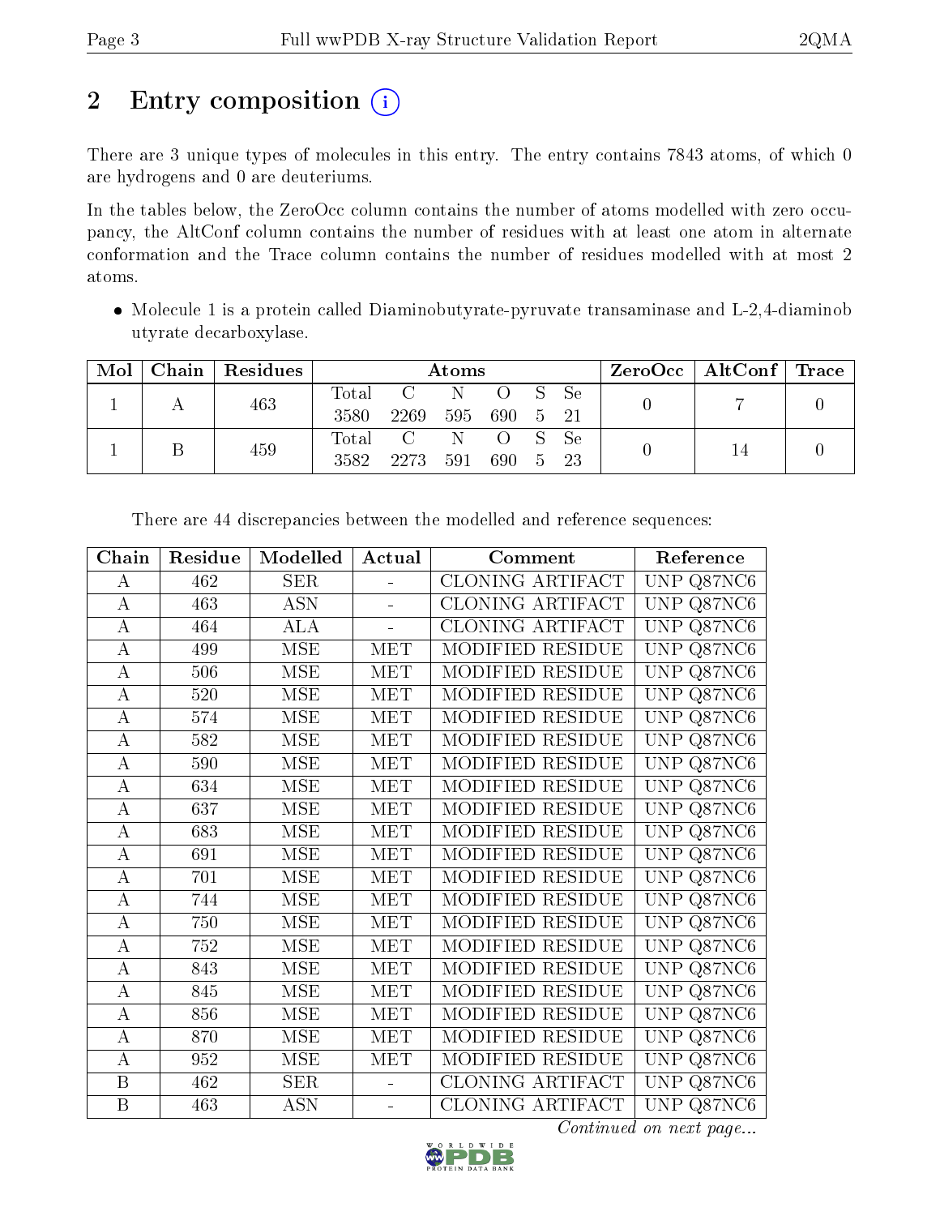# 2 Entry composition

There are 3 unique types of molecules in this entry. The entry contains 7843 atoms, of which 0 are hydrogens and 0 are deuteriums.

In the tables below, the ZeroOcc column contains the number of atoms modelled with zero occupancy, the AltConf column contains the number of residues with at least one atom in alternate conformation and the Trace column contains the number of residues modelled with at most 2 atoms.

- Molecule 1 is a protein called Diaminobutyrate-pyruvate transaminase and L-2,4-diaminobutyrate decarboxylase.

| Mol | Chain | Residues | Atoms | | | | | | ZeroOcc | AltConf | Trace |
|---|---|---|---|---|---|---|---|---|---|---|---|
| 1 | A | 463 | Total 3580 | C 2269 | N 595 | O 690 | S 5 | Se 21 | 0 | 7 | 0 |
| 1 | B | 459 | Total 3582 | C 2273 | N 591 | O 690 | S 5 | Se 23 | 0 | 14 | 0 |

There are 44 discrepancies between the modelled and reference sequences:

| Chain | Residue | Modelled | Actual | Comment | Reference |
|---|---|---|---|---|---|
| A | 462 | SER | - | CLONING ARTIFACT | UNP Q87NC6 |
| A | 463 | ASN | - | CLONING ARTIFACT | UNP Q87NC6 |
| A | 464 | ALA | - | CLONING ARTIFACT | UNP Q87NC6 |
| A | 499 | MSE | MET | MODIFIED RESIDUE | UNP Q87NC6 |
| A | 506 | MSE | MET | MODIFIED RESIDUE | UNP Q87NC6 |
| A | 520 | MSE | MET | MODIFIED RESIDUE | UNP Q87NC6 |
| A | 574 | MSE | MET | MODIFIED RESIDUE | UNP Q87NC6 |
| A | 582 | MSE | MET | MODIFIED RESIDUE | UNP Q87NC6 |
| A | 590 | MSE | MET | MODIFIED RESIDUE | UNP Q87NC6 |
| A | 634 | MSE | MET | MODIFIED RESIDUE | UNP Q87NC6 |
| A | 637 | MSE | MET | MODIFIED RESIDUE | UNP Q87NC6 |
| A | 683 | MSE | MET | MODIFIED RESIDUE | UNP Q87NC6 |
| A | 691 | MSE | MET | MODIFIED RESIDUE | UNP Q87NC6 |
| A | 701 | MSE | MET | MODIFIED RESIDUE | UNP Q87NC6 |
| A | 744 | MSE | MET | MODIFIED RESIDUE | UNP Q87NC6 |
| A | 750 | MSE | MET | MODIFIED RESIDUE | UNP Q87NC6 |
| A | 752 | MSE | MET | MODIFIED RESIDUE | UNP Q87NC6 |
| A | 843 | MSE | MET | MODIFIED RESIDUE | UNP Q87NC6 |
| A | 845 | MSE | MET | MODIFIED RESIDUE | UNP Q87NC6 |
| A | 856 | MSE | MET | MODIFIED RESIDUE | UNP Q87NC6 |
| A | 870 | MSE | MET | MODIFIED RESIDUE | UNP Q87NC6 |
| A | 952 | MSE | MET | MODIFIED RESIDUE | UNP Q87NC6 |
| B | 462 | SER | - | CLONING ARTIFACT | UNP Q87NC6 |
| B | 463 | ASN | - | CLONING ARTIFACT | UNP Q87NC6 |

*Continued on next page...*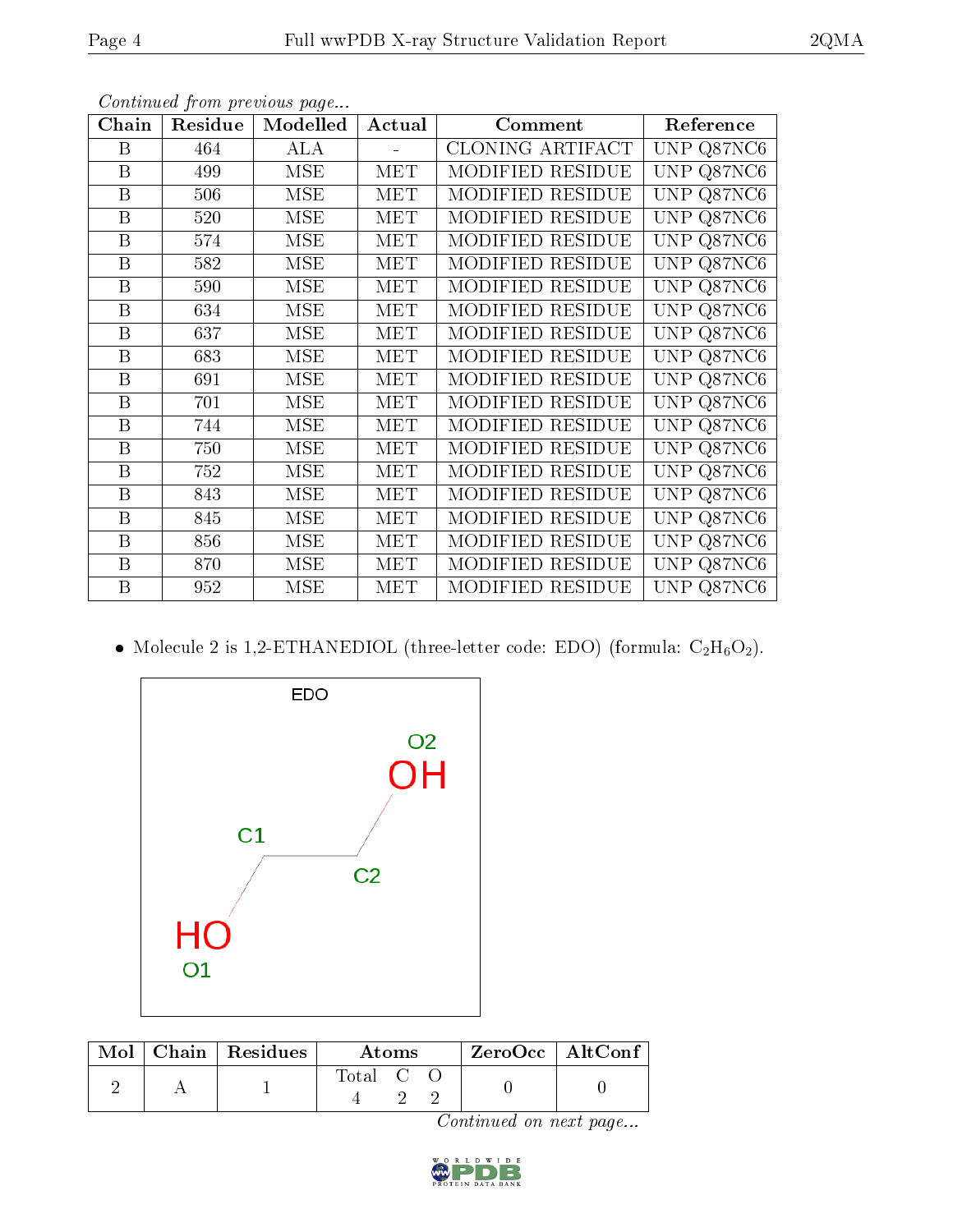*Continued from previous page...*

| Chain | Residue | Modelled | Actual | Comment | Reference |
|---|---|---|---|---|---|
| B | 464 | ALA | - | CLONING ARTIFACT | UNP Q87NC6 |
| B | 499 | MSE | MET | MODIFIED RESIDUE | UNP Q87NC6 |
| B | 506 | MSE | MET | MODIFIED RESIDUE | UNP Q87NC6 |
| B | 520 | MSE | MET | MODIFIED RESIDUE | UNP Q87NC6 |
| B | 574 | MSE | MET | MODIFIED RESIDUE | UNP Q87NC6 |
| B | 582 | MSE | MET | MODIFIED RESIDUE | UNP Q87NC6 |
| B | 590 | MSE | MET | MODIFIED RESIDUE | UNP Q87NC6 |
| B | 634 | MSE | MET | MODIFIED RESIDUE | UNP Q87NC6 |
| B | 637 | MSE | MET | MODIFIED RESIDUE | UNP Q87NC6 |
| B | 683 | MSE | MET | MODIFIED RESIDUE | UNP Q87NC6 |
| B | 691 | MSE | MET | MODIFIED RESIDUE | UNP Q87NC6 |
| B | 701 | MSE | MET | MODIFIED RESIDUE | UNP Q87NC6 |
| B | 744 | MSE | MET | MODIFIED RESIDUE | UNP Q87NC6 |
| B | 750 | MSE | MET | MODIFIED RESIDUE | UNP Q87NC6 |
| B | 752 | MSE | MET | MODIFIED RESIDUE | UNP Q87NC6 |
| B | 843 | MSE | MET | MODIFIED RESIDUE | UNP Q87NC6 |
| B | 845 | MSE | MET | MODIFIED RESIDUE | UNP Q87NC6 |
| B | 856 | MSE | MET | MODIFIED RESIDUE | UNP Q87NC6 |
| B | 870 | MSE | MET | MODIFIED RESIDUE | UNP Q87NC6 |
| B | 952 | MSE | MET | MODIFIED RESIDUE | UNP Q87NC6 |

- Molecule 2 is 1,2-ETHANEDIOL (three-letter code: EDO) (formula: $C_2H_6O_2$).

EDO

O2
OH
C1
C2
HO
O1

| Mol | Chain | Residues | Atoms | | | ZeroOcc | AltConf |
|---|---|---|---|---|---|---|---|
| | | | Total | C | O | | |
| 2 | A | 1 | 4 | 2 | 2 | 0 | 0 |

*Continued on next page...*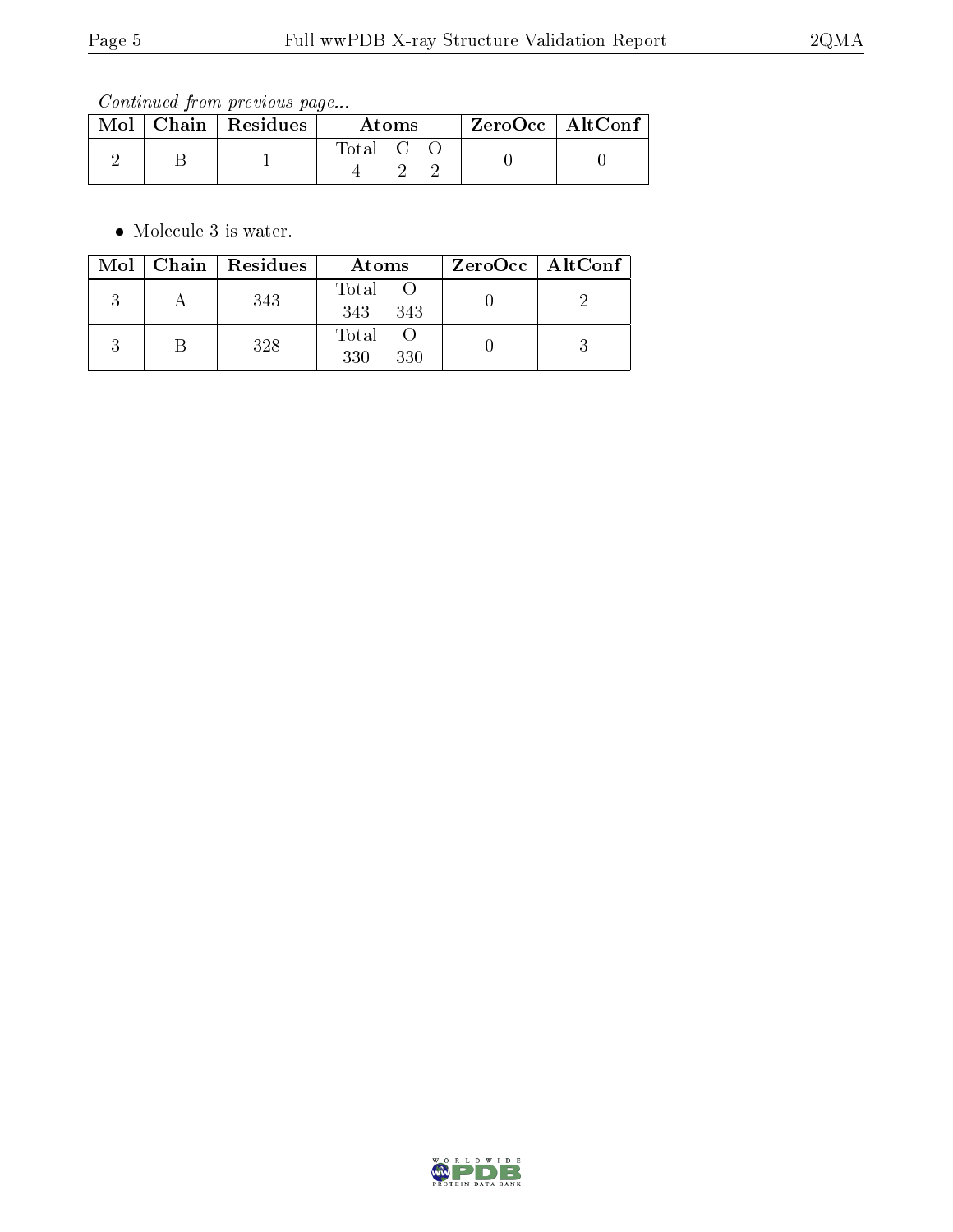*Continued from previous page...*

| Mol | Chain | Residues | Atoms | | | ZeroOcc | AltConf |
|---|---|---|---|---|---|---|---|
| 2 | B | 1 | Total<br>4 | C<br>2 | O<br>2 | 0 | 0 |

- Molecule 3 is water.

| Mol | Chain | Residues | Atoms | | ZeroOcc | AltConf |
|---|---|---|---|---|---|---|
| 3 | A | 343 | Total<br>343 | O<br>343 | 0 | 2 |
| 3 | B | 328 | Total<br>330 | O<br>330 | 0 | 3 |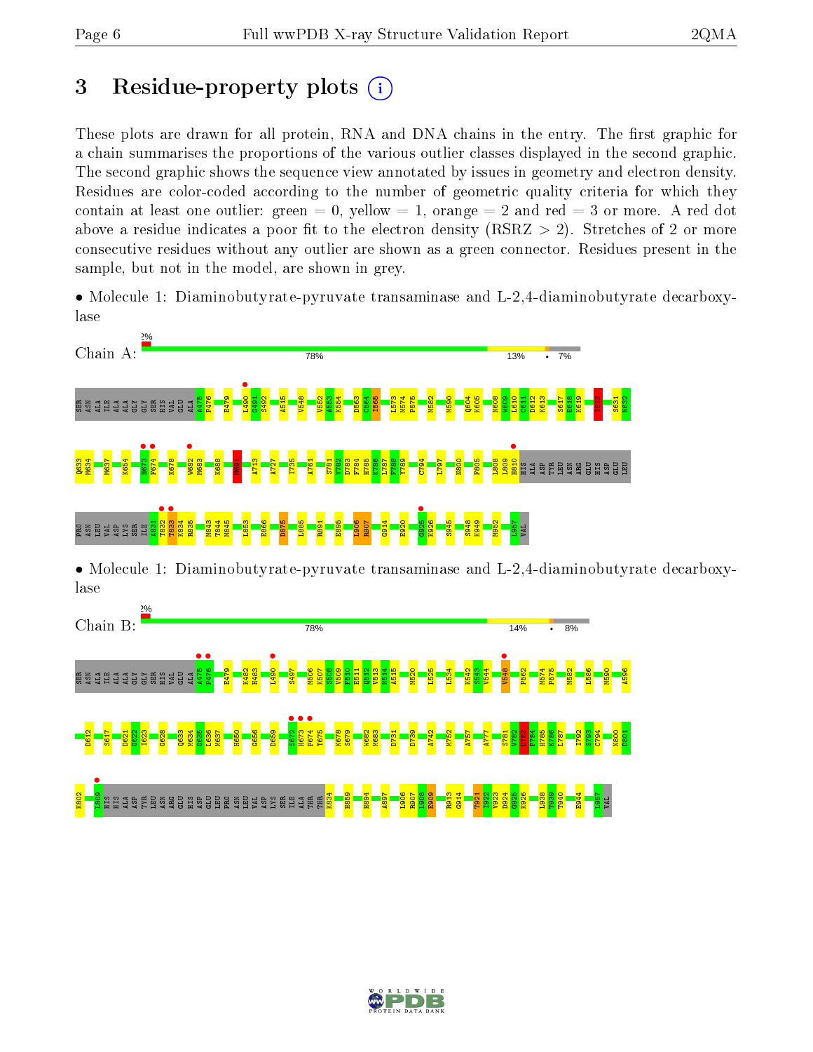# 3 Residue-property plots

These plots are drawn for all protein, RNA and DNA chains in the entry. The first graphic for a chain summarises the proportions of the various outlier classes displayed in the second graphic. The second graphic shows the sequence view annotated by issues in geometry and electron density. Residues are color-coded according to the number of geometric quality criteria for which they contain at least one outlier: green = 0, yellow = 1, orange = 2 and red = 3 or more. A red dot above a residue indicates a poor fit to the electron density (RSRZ > 2). Stretches of 2 or more consecutive residues without any outlier are shown as a green connector. Residues present in the sample, but not in the model, are shown in grey.

- Molecule 1: Diaminobutyrate-pyruvate transaminase and L-2,4-diaminobutyrate decarboxylase

Chain A: 2% | 78% | 13% | • | 7%

SER ASN ALA ILE ALA ALA GLY GLY SER HIS VAL GLU ALA A475 F476 E479 L490 G491 S492 A515 V548 V552 A553 K554 D563 I565 L573 M574 P575 M582 M590 Q604 K605 N608 W609 L610 C611 D612 K613 S617 G618 K619 I622 S631 N632 Q633 M634 M637 K654 H673 F674 K678 W682 M683 K688 M691 A713 A727 I735 A761 S781 V782 D783 F784 H785 K786 L787 F788 Y789 C794 L797 N800 F805 L808 L809 H810 HIS ALA ASP TYR LEU ASN ARG GLU HIS ASP GLU LEU PRO ASN LEU VAL ASP LYS SER ILE A831 T832 T833 K834 R835 M843 T844 M845 L853 E866 D875 L885 R891 E895 I906 R907 G914 E920 G925 K926 S945 S948 K949 M952 L957 VAL

- Molecule 1: Diaminobutyrate-pyruvate transaminase and L-2,4-diaminobutyrate decarboxylase

Chain B: 2% | 78% | 14% | • | 8%

SER ASN ALA ILE ALA ALA GLY GLY SER HIS VAL GLU ALA A475 F476 E479 K482 H483 L490 S497 M506 K507 S508 V509 F510 E511 Q512 V513 N514 A515 M520 L525 L534 K542 S543 V544 V548 P562 M574 P575 M582 L586 M590 A596 D612 S617 D621 G622 I623 G628 Q633 M634 G635 L636 M637 H650 G656 D659 S672 H673 F674 T675 K678 S679 W682 M683 D731 D739 A742 M752 A757 A777 S781 V782 D783 F784 H785 K786 L787 I792 S793 C794 N800 D801 K802 L809 HIS ALA ASP TYR LEU ASN ARG GLU HIS ASP GLU LEU PRO ASN LEU VAL ASP LYS SER ILE ALA THR THR K834 H859 H894 A897 L906 R907 L908 E909 R913 G914 T921 I922 V923 D924 G925 K926 L938 T939 T940 E944 L957 VAL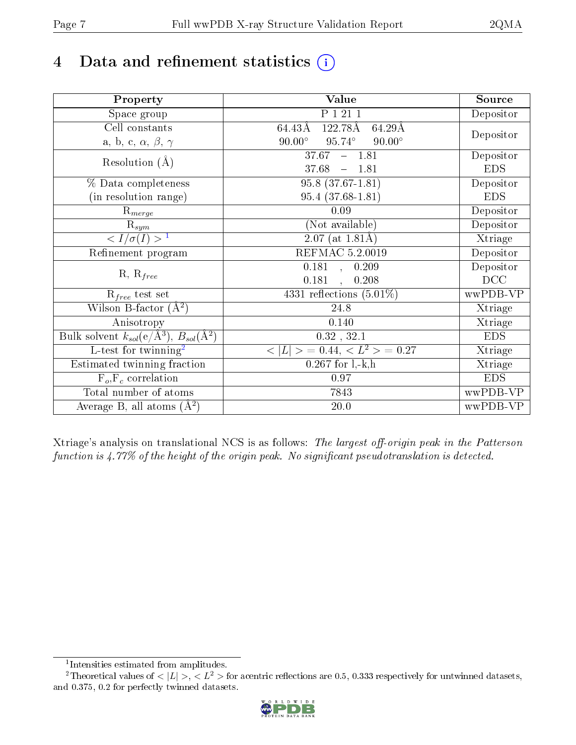# 4 Data and refinement statistics (i)

| Property | Value | Source |
|---|---|---|
| Space group | P 1 21 1 | Depositor |
| Cell constants<br>a, b, c, $\alpha$, $\beta$, $\gamma$ | 64.43Å 122.78Å 64.29Å<br>90.00° 95.74° 90.00° | Depositor |
| Resolution (Å) | 37.67 – 1.81<br>37.68 – 1.81 | Depositor<br>EDS |
| % Data completeness<br>(in resolution range) | 95.8 (37.67-1.81)<br>95.4 (37.68-1.81) | Depositor<br>EDS |
| $R_{merge}$ | 0.09 | Depositor |
| $R_{sym}$ | (Not available) | Depositor |
| $< I/\sigma(I) >$ [1] | 2.07 (at 1.81Å) | Xtriage |
| Refinement program | REFMAC 5.2.0019 | Depositor |
| R, $R_{free}$ | 0.181 , 0.209<br>0.181 , 0.208 | Depositor<br>DCC |
| $R_{free}$ test set | 4331 reflections (5.01%) | wwPDB-VP |
| Wilson B-factor (Å$^2$) | 24.8 | Xtriage |
| Anisotropy | 0.140 | Xtriage |
| Bulk solvent $k_{sol}$(e/Å$^3$), $B_{sol}$(Å$^2$) | 0.32 , 32.1 | EDS |
| L-test for twinning[2] | $< \|L\| > = 0.44$, $< L^2 > = 0.27$ | Xtriage |
| Estimated twinning fraction | 0.267 for l,-k,h | Xtriage |
| $F_o$,$F_c$ correlation | 0.97 | EDS |
| Total number of atoms | 7843 | wwPDB-VP |
| Average B, all atoms (Å$^2$) | 20.0 | wwPDB-VP |

Xtriage's analysis on translational NCS is as follows: *The largest off-origin peak in the Patterson function is 4.77% of the height of the origin peak. No significant pseudotranslation is detected.*

[1] Intensities estimated from amplitudes.

[2] Theoretical values of $< |L| >$, $< L^2 >$ for acentric reflections are 0.5, 0.333 respectively for untwinned datasets, and 0.375, 0.2 for perfectly twinned datasets.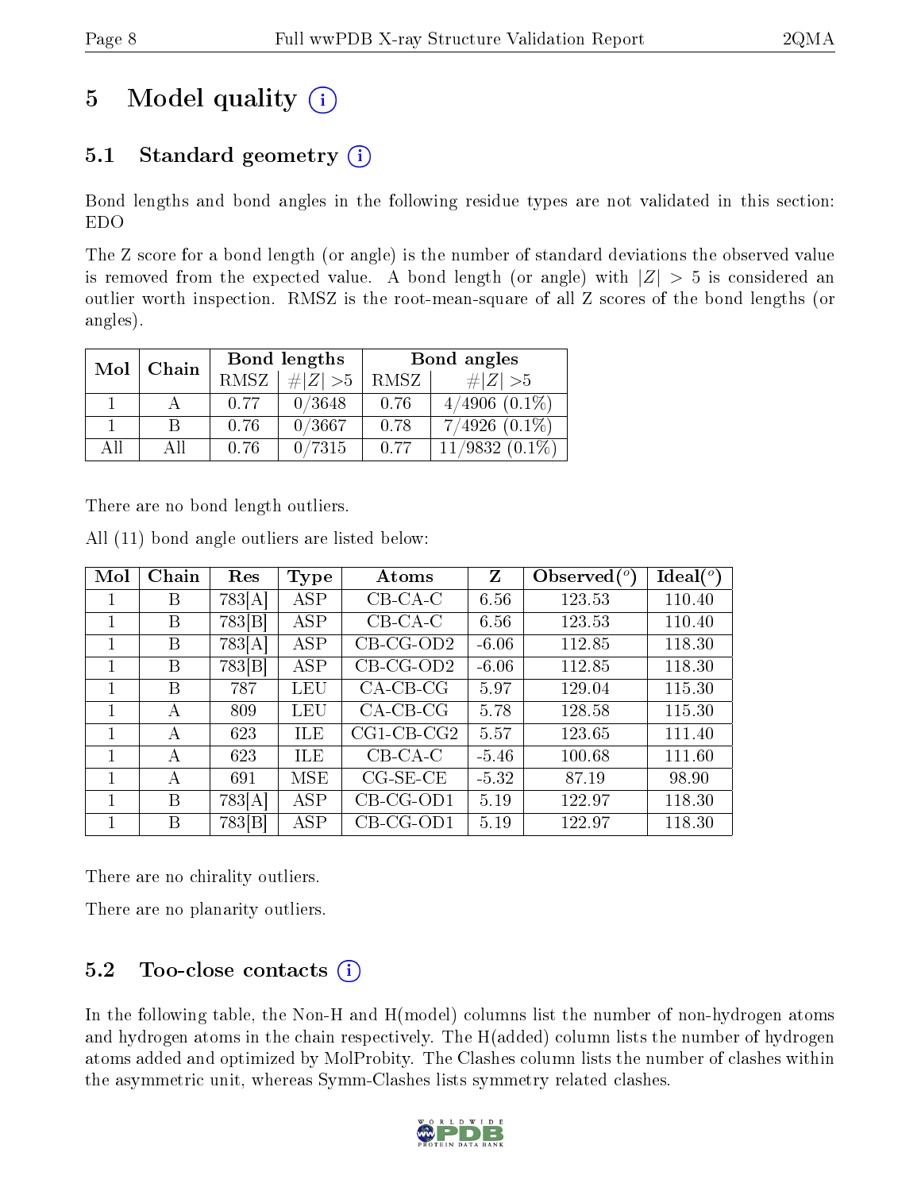# 5 Model quality

## 5.1 Standard geometry

Bond lengths and bond angles in the following residue types are not validated in this section: EDO

The Z score for a bond length (or angle) is the number of standard deviations the observed value is removed from the expected value. A bond length (or angle) with $|Z| > 5$ is considered an outlier worth inspection. RMSZ is the root-mean-square of all Z scores of the bond lengths (or angles).

| Mol | Chain | Bond lengths | | Bond angles | |
|---|---|---|---|---|---|
| | | RMSZ | $\#\|Z\| > 5$ | RMSZ | $\#\|Z\| > 5$ |
| 1 | A | 0.77 | 0/3648 | 0.76 | 4/4906 (0.1%) |
| 1 | B | 0.76 | 0/3667 | 0.78 | 7/4926 (0.1%) |
| All | All | 0.76 | 0/7315 | 0.77 | 11/9832 (0.1%) |

There are no bond length outliers.

All (11) bond angle outliers are listed below:

| Mol | Chain | Res | Type | Atoms | Z | Observed(°) | Ideal(°) |
|---|---|---|---|---|---|---|---|
| 1 | B | 783[A] | ASP | CB-CA-C | 6.56 | 123.53 | 110.40 |
| 1 | B | 783[B] | ASP | CB-CA-C | 6.56 | 123.53 | 110.40 |
| 1 | B | 783[A] | ASP | CB-CG-OD2 | -6.06 | 112.85 | 118.30 |
| 1 | B | 783[B] | ASP | CB-CG-OD2 | -6.06 | 112.85 | 118.30 |
| 1 | B | 787 | LEU | CA-CB-CG | 5.97 | 129.04 | 115.30 |
| 1 | A | 809 | LEU | CA-CB-CG | 5.78 | 128.58 | 115.30 |
| 1 | A | 623 | ILE | CG1-CB-CG2 | 5.57 | 123.65 | 111.40 |
| 1 | A | 623 | ILE | CB-CA-C | -5.46 | 100.68 | 111.60 |
| 1 | A | 691 | MSE | CG-SE-CE | -5.32 | 87.19 | 98.90 |
| 1 | B | 783[A] | ASP | CB-CG-OD1 | 5.19 | 122.97 | 118.30 |
| 1 | B | 783[B] | ASP | CB-CG-OD1 | 5.19 | 122.97 | 118.30 |

There are no chirality outliers.

There are no planarity outliers.

## 5.2 Too-close contacts

In the following table, the Non-H and H(model) columns list the number of non-hydrogen atoms and hydrogen atoms in the chain respectively. The H(added) column lists the number of hydrogen atoms added and optimized by MolProbity. The Clashes column lists the number of clashes within the asymmetric unit, whereas Symm-Clashes lists symmetry related clashes.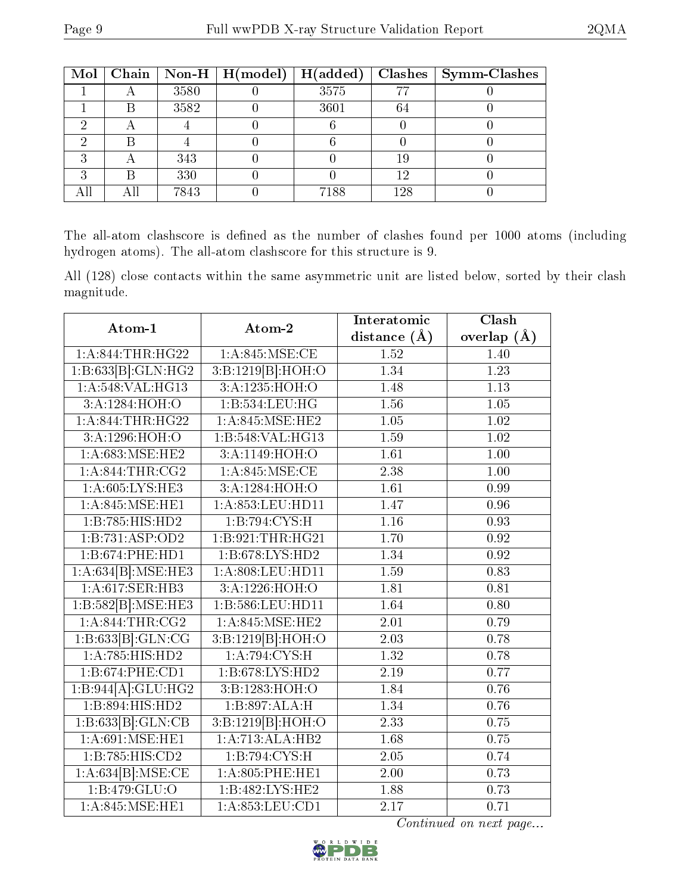| Mol | Chain | Non-H | H(model) | H(added) | Clashes | Symm-Clashes |
|---|---|---|---|---|---|---|
| 1 | A | 3580 | 0 | 3575 | 77 | 0 |
| 1 | B | 3582 | 0 | 3601 | 64 | 0 |
| 2 | A | 4 | 0 | 6 | 0 | 0 |
| 2 | B | 4 | 0 | 6 | 0 | 0 |
| 3 | A | 343 | 0 | 0 | 19 | 0 |
| 3 | B | 330 | 0 | 0 | 12 | 0 |
| All | All | 7843 | 0 | 7188 | 128 | 0 |

The all-atom clashscore is defined as the number of clashes found per 1000 atoms (including hydrogen atoms). The all-atom clashscore for this structure is 9.

All (128) close contacts within the same asymmetric unit are listed below, sorted by their clash magnitude.

| Atom-1 | Atom-2 | Interatomic distance (Å) | Clash overlap (Å) |
|---|---|---|---|
| 1:A:844:THR:HG22 | 1:A:845:MSE:CE | 1.52 | 1.40 |
| 1:B:633[B]:GLN:HG2 | 3:B:1219[B]:HOH:O | 1.34 | 1.23 |
| 1:A:548:VAL:HG13 | 3:A:1235:HOH:O | 1.48 | 1.13 |
| 3:A:1284:HOH:O | 1:B:534:LEU:HG | 1.56 | 1.05 |
| 1:A:844:THR:HG22 | 1:A:845:MSE:HE2 | 1.05 | 1.02 |
| 3:A:1296:HOH:O | 1:B:548:VAL:HG13 | 1.59 | 1.02 |
| 1:A:683:MSE:HE2 | 3:A:1149:HOH:O | 1.61 | 1.00 |
| 1:A:844:THR:CG2 | 1:A:845:MSE:CE | 2.38 | 1.00 |
| 1:A:605:LYS:HE3 | 3:A:1284:HOH:O | 1.61 | 0.99 |
| 1:A:845:MSE:HE1 | 1:A:853:LEU:HD11 | 1.47 | 0.96 |
| 1:B:785:HIS:HD2 | 1:B:794:CYS:H | 1.16 | 0.93 |
| 1:B:731:ASP:OD2 | 1:B:921:THR:HG21 | 1.70 | 0.92 |
| 1:B:674:PHE:HD1 | 1:B:678:LYS:HD2 | 1.34 | 0.92 |
| 1:A:634[B]:MSE:HE3 | 1:A:808:LEU:HD11 | 1.59 | 0.83 |
| 1:A:617:SER:HB3 | 3:A:1226:HOH:O | 1.81 | 0.81 |
| 1:B:582[B]:MSE:HE3 | 1:B:586:LEU:HD11 | 1.64 | 0.80 |
| 1:A:844:THR:CG2 | 1:A:845:MSE:HE2 | 2.01 | 0.79 |
| 1:B:633[B]:GLN:CG | 3:B:1219[B]:HOH:O | 2.03 | 0.78 |
| 1:A:785:HIS:HD2 | 1:A:794:CYS:H | 1.32 | 0.78 |
| 1:B:674:PHE:CD1 | 1:B:678:LYS:HD2 | 2.19 | 0.77 |
| 1:B:944[A]:GLU:HG2 | 3:B:1283:HOH:O | 1.84 | 0.76 |
| 1:B:894:HIS:HD2 | 1:B:897:ALA:H | 1.34 | 0.76 |
| 1:B:633[B]:GLN:CB | 3:B:1219[B]:HOH:O | 2.33 | 0.75 |
| 1:A:691:MSE:HE1 | 1:A:713:ALA:HB2 | 1.68 | 0.75 |
| 1:B:785:HIS:CD2 | 1:B:794:CYS:H | 2.05 | 0.74 |
| 1:A:634[B]:MSE:CE | 1:A:805:PHE:HE1 | 2.00 | 0.73 |
| 1:B:479:GLU:O | 1:B:482:LYS:HE2 | 1.88 | 0.73 |
| 1:A:845:MSE:HE1 | 1:A:853:LEU:CD1 | 2.17 | 0.71 |

*Continued on next page...*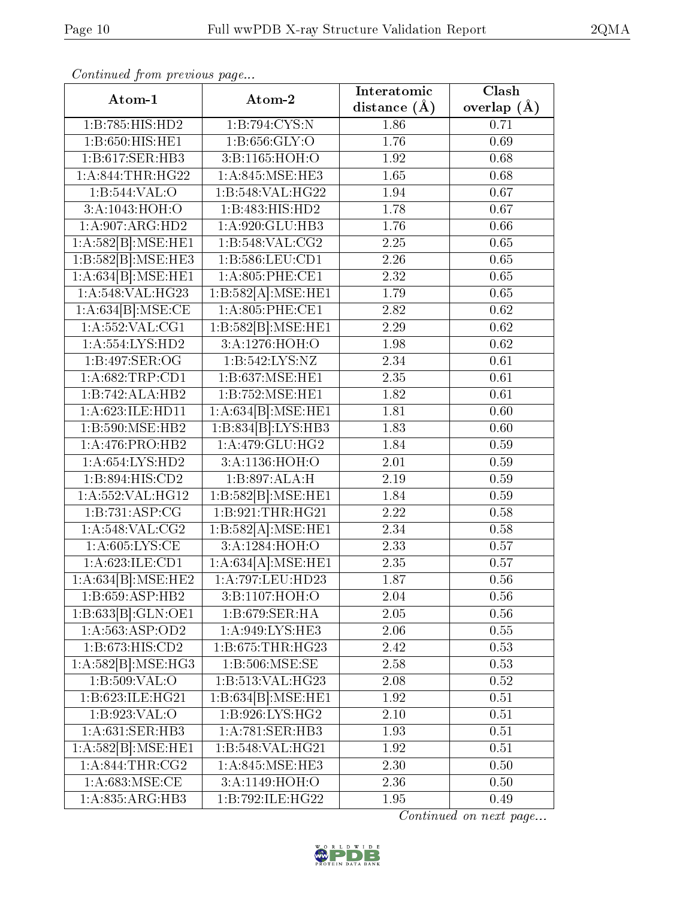*Continued from previous page...*

| Atom-1 | Atom-2 | Interatomic distance (Å) | Clash overlap (Å) |
|---|---|---|---|
| 1:B:785:HIS:HD2 | 1:B:794:CYS:N | 1.86 | 0.71 |
| 1:B:650:HIS:HE1 | 1:B:656:GLY:O | 1.76 | 0.69 |
| 1:B:617:SER:HB3 | 3:B:1165:HOH:O | 1.92 | 0.68 |
| 1:A:844:THR:HG22 | 1:A:845:MSE:HE3 | 1.65 | 0.68 |
| 1:B:544:VAL:O | 1:B:548:VAL:HG22 | 1.94 | 0.67 |
| 3:A:1043:HOH:O | 1:B:483:HIS:HD2 | 1.78 | 0.67 |
| 1:A:907:ARG:HD2 | 1:A:920:GLU:HB3 | 1.76 | 0.66 |
| 1:A:582[B]:MSE:HE1 | 1:B:548:VAL:CG2 | 2.25 | 0.65 |
| 1:B:582[B]:MSE:HE3 | 1:B:586:LEU:CD1 | 2.26 | 0.65 |
| 1:A:634[B]:MSE:HE1 | 1:A:805:PHE:CE1 | 2.32 | 0.65 |
| 1:A:548:VAL:HG23 | 1:B:582[A]:MSE:HE1 | 1.79 | 0.65 |
| 1:A:634[B]:MSE:CE | 1:A:805:PHE:CE1 | 2.82 | 0.62 |
| 1:A:552:VAL:CG1 | 1:B:582[B]:MSE:HE1 | 2.29 | 0.62 |
| 1:A:554:LYS:HD2 | 3:A:1276:HOH:O | 1.98 | 0.62 |
| 1:B:497:SER:OG | 1:B:542:LYS:NZ | 2.34 | 0.61 |
| 1:A:682:TRP:CD1 | 1:B:637:MSE:HE1 | 2.35 | 0.61 |
| 1:B:742:ALA:HB2 | 1:B:752:MSE:HE1 | 1.82 | 0.61 |
| 1:A:623:ILE:HD11 | 1:A:634[B]:MSE:HE1 | 1.81 | 0.60 |
| 1:B:590:MSE:HB2 | 1:B:834[B]:LYS:HB3 | 1.83 | 0.60 |
| 1:A:476:PRO:HB2 | 1:A:479:GLU:HG2 | 1.84 | 0.59 |
| 1:A:654:LYS:HD2 | 3:A:1136:HOH:O | 2.01 | 0.59 |
| 1:B:894:HIS:CD2 | 1:B:897:ALA:H | 2.19 | 0.59 |
| 1:A:552:VAL:HG12 | 1:B:582[B]:MSE:HE1 | 1.84 | 0.59 |
| 1:B:731:ASP:CG | 1:B:921:THR:HG21 | 2.22 | 0.58 |
| 1:A:548:VAL:CG2 | 1:B:582[A]:MSE:HE1 | 2.34 | 0.58 |
| 1:A:605:LYS:CE | 3:A:1284:HOH:O | 2.33 | 0.57 |
| 1:A:623:ILE:CD1 | 1:A:634[A]:MSE:HE1 | 2.35 | 0.57 |
| 1:A:634[B]:MSE:HE2 | 1:A:797:LEU:HD23 | 1.87 | 0.56 |
| 1:B:659:ASP:HB2 | 3:B:1107:HOH:O | 2.04 | 0.56 |
| 1:B:633[B]:GLN:OE1 | 1:B:679:SER:HA | 2.05 | 0.56 |
| 1:A:563:ASP:OD2 | 1:A:949:LYS:HE3 | 2.06 | 0.55 |
| 1:B:673:HIS:CD2 | 1:B:675:THR:HG23 | 2.42 | 0.53 |
| 1:A:582[B]:MSE:HG3 | 1:B:506:MSE:SE | 2.58 | 0.53 |
| 1:B:509:VAL:O | 1:B:513:VAL:HG23 | 2.08 | 0.52 |
| 1:B:623:ILE:HG21 | 1:B:634[B]:MSE:HE1 | 1.92 | 0.51 |
| 1:B:923:VAL:O | 1:B:926:LYS:HG2 | 2.10 | 0.51 |
| 1:A:631:SER:HB3 | 1:A:781:SER:HB3 | 1.93 | 0.51 |
| 1:A:582[B]:MSE:HE1 | 1:B:548:VAL:HG21 | 1.92 | 0.51 |
| 1:A:844:THR:CG2 | 1:A:845:MSE:HE3 | 2.30 | 0.50 |
| 1:A:683:MSE:CE | 3:A:1149:HOH:O | 2.36 | 0.50 |
| 1:A:835:ARG:HB3 | 1:B:792:ILE:HG22 | 1.95 | 0.49 |

*Continued on next page...*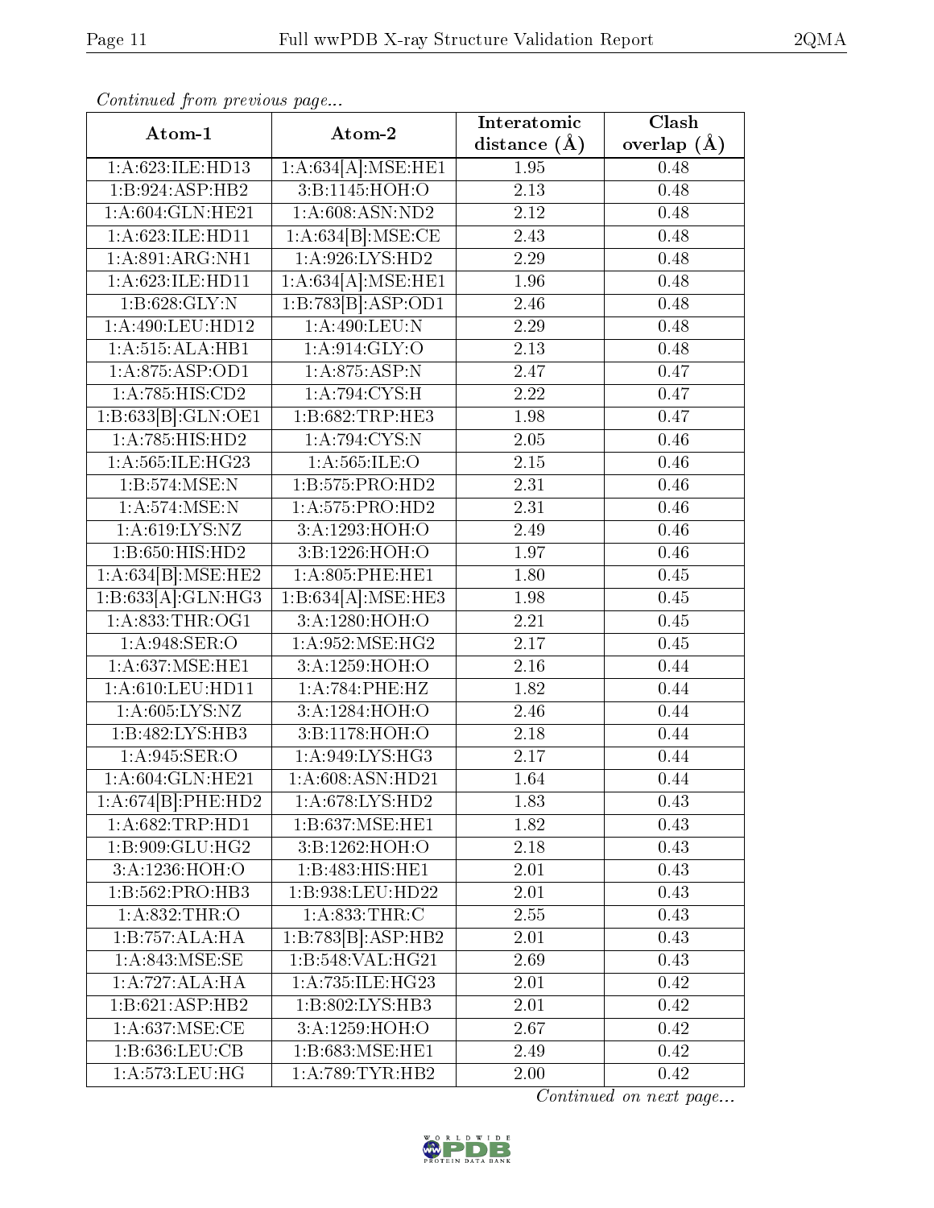*Continued from previous page...*

| Atom-1 | Atom-2 | Interatomic distance (Å) | Clash overlap (Å) |
|---|---|---|---|
| 1:A:623:ILE:HD13 | 1:A:634[A]:MSE:HE1 | 1.95 | 0.48 |
| 1:B:924:ASP:HB2 | 3:B:1145:HOH:O | 2.13 | 0.48 |
| 1:A:604:GLN:HE21 | 1:A:608:ASN:ND2 | 2.12 | 0.48 |
| 1:A:623:ILE:HD11 | 1:A:634[B]:MSE:CE | 2.43 | 0.48 |
| 1:A:891:ARG:NH1 | 1:A:926:LYS:HD2 | 2.29 | 0.48 |
| 1:A:623:ILE:HD11 | 1:A:634[A]:MSE:HE1 | 1.96 | 0.48 |
| 1:B:628:GLY:N | 1:B:783[B]:ASP:OD1 | 2.46 | 0.48 |
| 1:A:490:LEU:HD12 | 1:A:490:LEU:N | 2.29 | 0.48 |
| 1:A:515:ALA:HB1 | 1:A:914:GLY:O | 2.13 | 0.48 |
| 1:A:875:ASP:OD1 | 1:A:875:ASP:N | 2.47 | 0.47 |
| 1:A:785:HIS:CD2 | 1:A:794:CYS:H | 2.22 | 0.47 |
| 1:B:633[B]:GLN:OE1 | 1:B:682:TRP:HE3 | 1.98 | 0.47 |
| 1:A:785:HIS:HD2 | 1:A:794:CYS:N | 2.05 | 0.46 |
| 1:A:565:ILE:HG23 | 1:A:565:ILE:O | 2.15 | 0.46 |
| 1:B:574:MSE:N | 1:B:575:PRO:HD2 | 2.31 | 0.46 |
| 1:A:574:MSE:N | 1:A:575:PRO:HD2 | 2.31 | 0.46 |
| 1:A:619:LYS:NZ | 3:A:1293:HOH:O | 2.49 | 0.46 |
| 1:B:650:HIS:HD2 | 3:B:1226:HOH:O | 1.97 | 0.46 |
| 1:A:634[B]:MSE:HE2 | 1:A:805:PHE:HE1 | 1.80 | 0.45 |
| 1:B:633[A]:GLN:HG3 | 1:B:634[A]:MSE:HE3 | 1.98 | 0.45 |
| 1:A:833:THR:OG1 | 3:A:1280:HOH:O | 2.21 | 0.45 |
| 1:A:948:SER:O | 1:A:952:MSE:HG2 | 2.17 | 0.45 |
| 1:A:637:MSE:HE1 | 3:A:1259:HOH:O | 2.16 | 0.44 |
| 1:A:610:LEU:HD11 | 1:A:784:PHE:HZ | 1.82 | 0.44 |
| 1:A:605:LYS:NZ | 3:A:1284:HOH:O | 2.46 | 0.44 |
| 1:B:482:LYS:HB3 | 3:B:1178:HOH:O | 2.18 | 0.44 |
| 1:A:945:SER:O | 1:A:949:LYS:HG3 | 2.17 | 0.44 |
| 1:A:604:GLN:HE21 | 1:A:608:ASN:HD21 | 1.64 | 0.44 |
| 1:A:674[B]:PHE:HD2 | 1:A:678:LYS:HD2 | 1.83 | 0.43 |
| 1:A:682:TRP:HD1 | 1:B:637:MSE:HE1 | 1.82 | 0.43 |
| 1:B:909:GLU:HG2 | 3:B:1262:HOH:O | 2.18 | 0.43 |
| 3:A:1236:HOH:O | 1:B:483:HIS:HE1 | 2.01 | 0.43 |
| 1:B:562:PRO:HB3 | 1:B:938:LEU:HD22 | 2.01 | 0.43 |
| 1:A:832:THR:O | 1:A:833:THR:C | 2.55 | 0.43 |
| 1:B:757:ALA:HA | 1:B:783[B]:ASP:HB2 | 2.01 | 0.43 |
| 1:A:843:MSE:SE | 1:B:548:VAL:HG21 | 2.69 | 0.43 |
| 1:A:727:ALA:HA | 1:A:735:ILE:HG23 | 2.01 | 0.42 |
| 1:B:621:ASP:HB2 | 1:B:802:LYS:HB3 | 2.01 | 0.42 |
| 1:A:637:MSE:CE | 3:A:1259:HOH:O | 2.67 | 0.42 |
| 1:B:636:LEU:CB | 1:B:683:MSE:HE1 | 2.49 | 0.42 |
| 1:A:573:LEU:HG | 1:A:789:TYR:HB2 | 2.00 | 0.42 |

*Continued on next page...*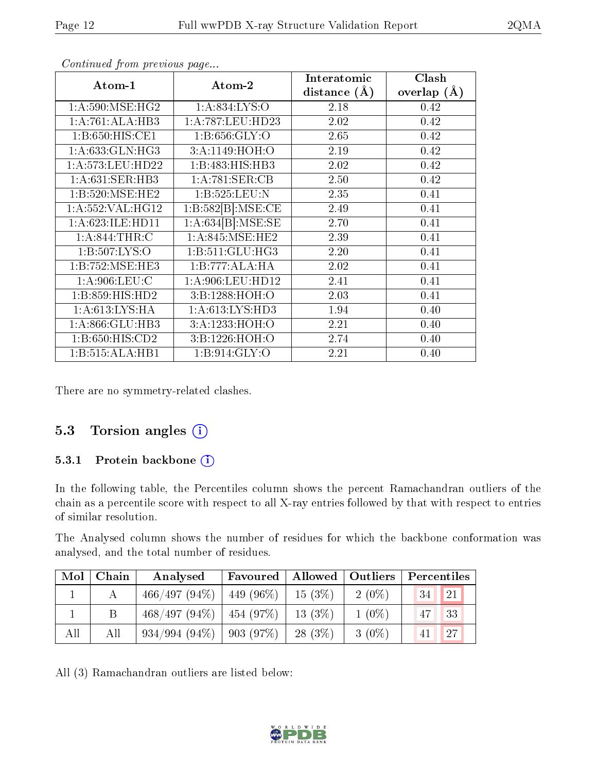*Continued from previous page...*

| Atom-1 | Atom-2 | Interatomic distance (Å) | Clash overlap (Å) |
|---|---|---|---|
| 1:A:590:MSE:HG2 | 1:A:834:LYS:O | 2.18 | 0.42 |
| 1:A:761:ALA:HB3 | 1:A:787:LEU:HD23 | 2.02 | 0.42 |
| 1:B:650:HIS:CE1 | 1:B:656:GLY:O | 2.65 | 0.42 |
| 1:A:633:GLN:HG3 | 3:A:1149:HOH:O | 2.19 | 0.42 |
| 1:A:573:LEU:HD22 | 1:B:483:HIS:HB3 | 2.02 | 0.42 |
| 1:A:631:SER:HB3 | 1:A:781:SER:CB | 2.50 | 0.42 |
| 1:B:520:MSE:HE2 | 1:B:525:LEU:N | 2.35 | 0.41 |
| 1:A:552:VAL:HG12 | 1:B:582[B]:MSE:CE | 2.49 | 0.41 |
| 1:A:623:ILE:HD11 | 1:A:634[B]:MSE:SE | 2.70 | 0.41 |
| 1:A:844:THR:C | 1:A:845:MSE:HE2 | 2.39 | 0.41 |
| 1:B:507:LYS:O | 1:B:511:GLU:HG3 | 2.20 | 0.41 |
| 1:B:752:MSE:HE3 | 1:B:777:ALA:HA | 2.02 | 0.41 |
| 1:A:906:LEU:C | 1:A:906:LEU:HD12 | 2.41 | 0.41 |
| 1:B:859:HIS:HD2 | 3:B:1288:HOH:O | 2.03 | 0.41 |
| 1:A:613:LYS:HA | 1:A:613:LYS:HD3 | 1.94 | 0.40 |
| 1:A:866:GLU:HB3 | 3:A:1233:HOH:O | 2.21 | 0.40 |
| 1:B:650:HIS:CD2 | 3:B:1226:HOH:O | 2.74 | 0.40 |
| 1:B:515:ALA:HB1 | 1:B:914:GLY:O | 2.21 | 0.40 |

There are no symmetry-related clashes.

## 5.3 Torsion angles

### 5.3.1 Protein backbone

In the following table, the Percentiles column shows the percent Ramachandran outliers of the chain as a percentile score with respect to all X-ray entries followed by that with respect to entries of similar resolution.

The Analysed column shows the number of residues for which the backbone conformation was analysed, and the total number of residues.

| Mol | Chain | Analysed | Favoured | Allowed | Outliers | Percentiles | |
|---|---|---|---|---|---|---|---|
| 1 | A | 466/497 (94%) | 449 (96%) | 15 (3%) | 2 (0%) | 34 | 21 |
| 1 | B | 468/497 (94%) | 454 (97%) | 13 (3%) | 1 (0%) | 47 | 33 |
| All | All | 934/994 (94%) | 903 (97%) | 28 (3%) | 3 (0%) | 41 | 27 |

All (3) Ramachandran outliers are listed below: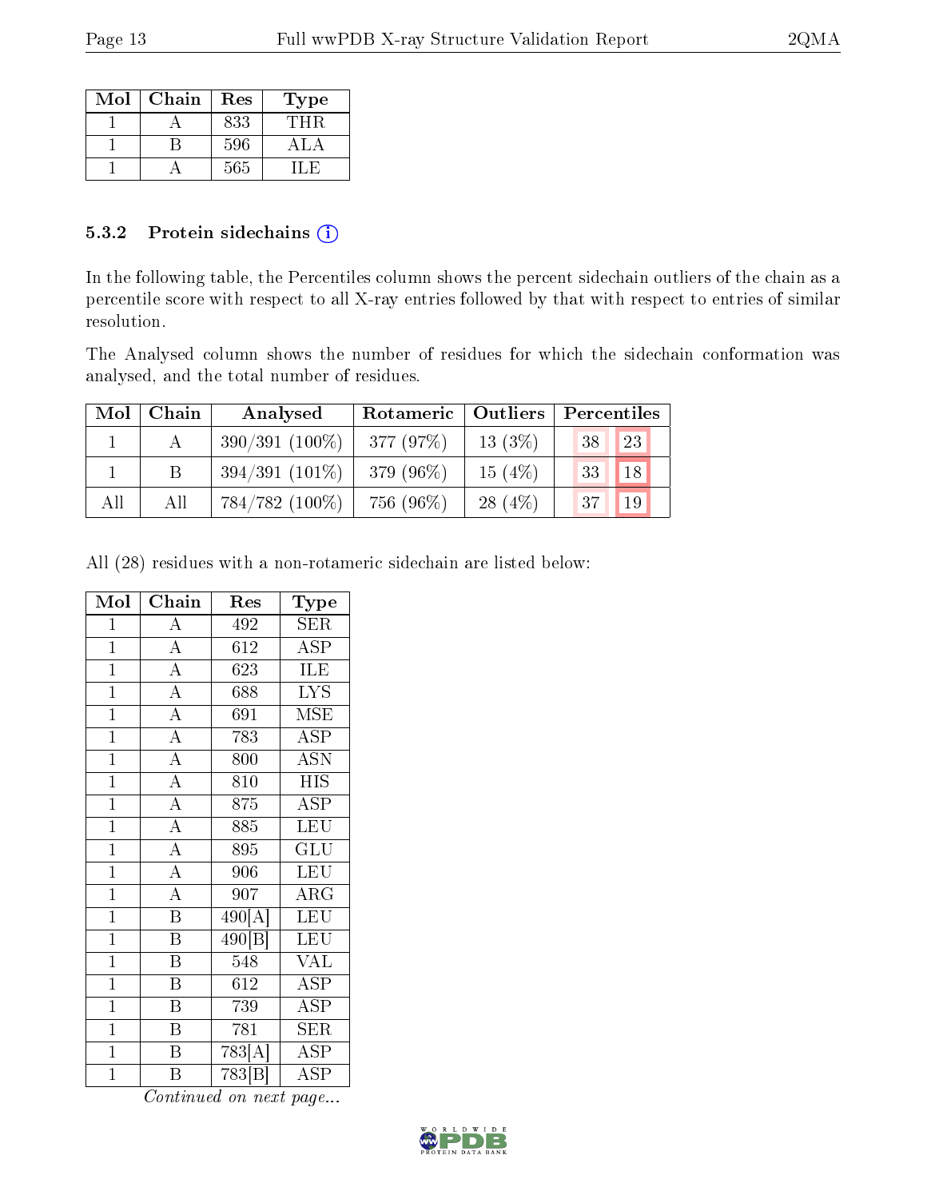| Mol | Chain | Res | Type |
|---|---|---|---|
| 1 | A | 833 | THR |
| 1 | B | 596 | ALA |
| 1 | A | 565 | ILE |

### 5.3.2 Protein sidechains

In the following table, the Percentiles column shows the percent sidechain outliers of the chain as a percentile score with respect to all X-ray entries followed by that with respect to entries of similar resolution.

The Analysed column shows the number of residues for which the sidechain conformation was analysed, and the total number of residues.

| Mol | Chain | Analysed | Rotameric | Outliers | Percentiles | |
|---|---|---|---|---|---|---|
| 1 | A | 390/391 (100%) | 377 (97%) | 13 (3%) | 38 | 23 |
| 1 | B | 394/391 (101%) | 379 (96%) | 15 (4%) | 33 | 18 |
| All | All | 784/782 (100%) | 756 (96%) | 28 (4%) | 37 | 19 |

All (28) residues with a non-rotameric sidechain are listed below:

| Mol | Chain | Res | Type |
|---|---|---|---|
| 1 | A | 492 | SER |
| 1 | A | 612 | ASP |
| 1 | A | 623 | ILE |
| 1 | A | 688 | LYS |
| 1 | A | 691 | MSE |
| 1 | A | 783 | ASP |
| 1 | A | 800 | ASN |
| 1 | A | 810 | HIS |
| 1 | A | 875 | ASP |
| 1 | A | 885 | LEU |
| 1 | A | 895 | GLU |
| 1 | A | 906 | LEU |
| 1 | A | 907 | ARG |
| 1 | B | 490[A] | LEU |
| 1 | B | 490[B] | LEU |
| 1 | B | 548 | VAL |
| 1 | B | 612 | ASP |
| 1 | B | 739 | ASP |
| 1 | B | 781 | SER |
| 1 | B | 783[A] | ASP |
| 1 | B | 783[B] | ASP |

*Continued on next page...*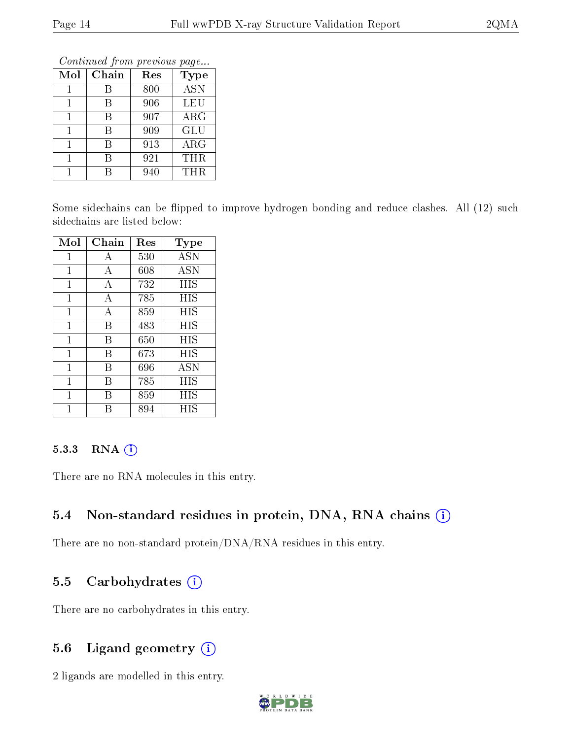*Continued from previous page...*

| Mol | Chain | Res | Type |
|---|---|---|---|
| 1 | B | 800 | ASN |
| 1 | B | 906 | LEU |
| 1 | B | 907 | ARG |
| 1 | B | 909 | GLU |
| 1 | B | 913 | ARG |
| 1 | B | 921 | THR |
| 1 | B | 940 | THR |

Some sidechains can be flipped to improve hydrogen bonding and reduce clashes. All (12) such sidechains are listed below:

| Mol | Chain | Res | Type |
|---|---|---|---|
| 1 | A | 530 | ASN |
| 1 | A | 608 | ASN |
| 1 | A | 732 | HIS |
| 1 | A | 785 | HIS |
| 1 | A | 859 | HIS |
| 1 | B | 483 | HIS |
| 1 | B | 650 | HIS |
| 1 | B | 673 | HIS |
| 1 | B | 696 | ASN |
| 1 | B | 785 | HIS |
| 1 | B | 859 | HIS |
| 1 | B | 894 | HIS |

### 5.3.3 RNA

There are no RNA molecules in this entry.

## 5.4 Non-standard residues in protein, DNA, RNA chains

There are no non-standard protein/DNA/RNA residues in this entry.

## 5.5 Carbohydrates

There are no carbohydrates in this entry.

## 5.6 Ligand geometry

2 ligands are modelled in this entry.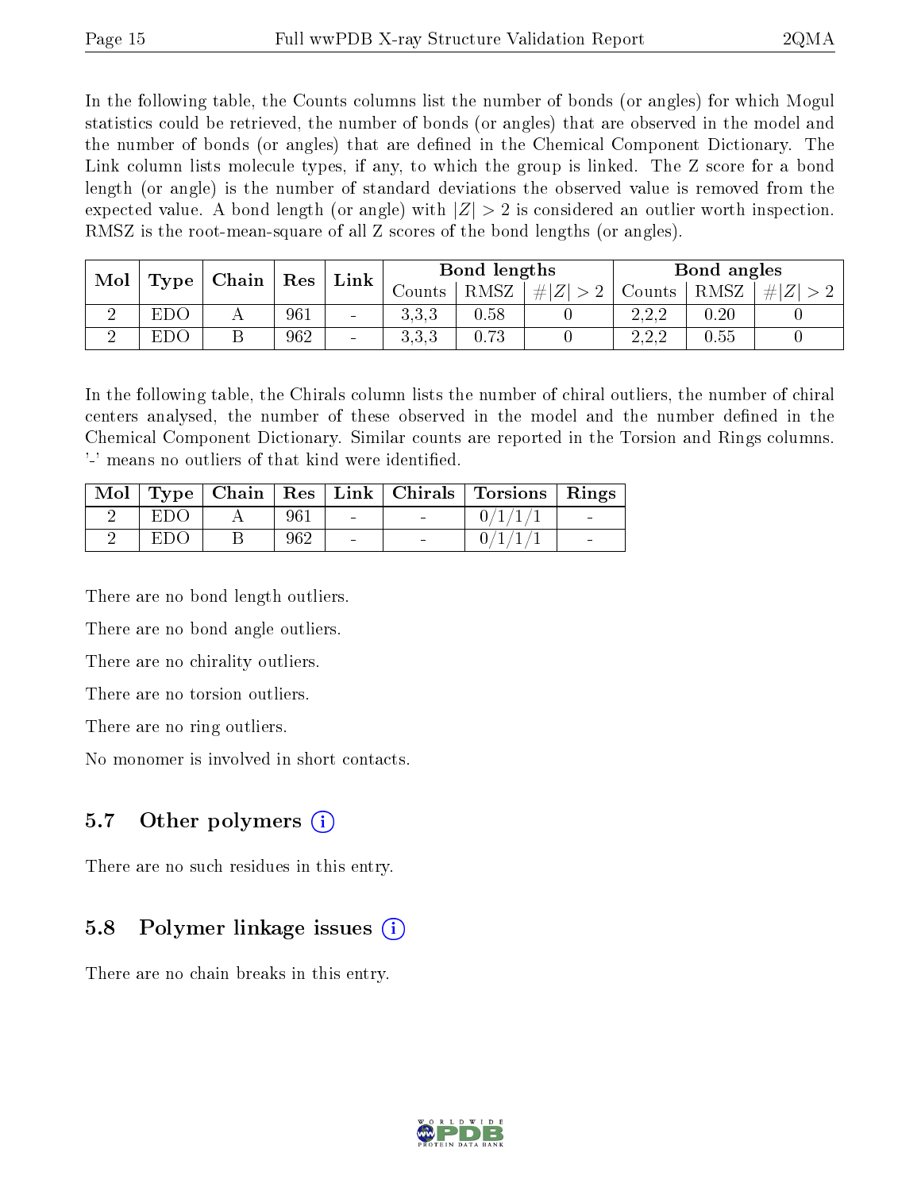In the following table, the Counts columns list the number of bonds (or angles) for which Mogul statistics could be retrieved, the number of bonds (or angles) that are observed in the model and the number of bonds (or angles) that are defined in the Chemical Component Dictionary. The Link column lists molecule types, if any, to which the group is linked. The Z score for a bond length (or angle) is the number of standard deviations the observed value is removed from the expected value. A bond length (or angle) with $|Z| > 2$ is considered an outlier worth inspection. RMSZ is the root-mean-square of all Z scores of the bond lengths (or angles).

| Mol | Type | Chain | Res | Link | Bond lengths | | | Bond angles | | |
|---|---|---|---|---|---|---|---|---|---|---|
| | | | | | Counts | RMSZ | $\#\|Z\| > 2$ | Counts | RMSZ | $\#\|Z\| > 2$ |
| 2 | EDO | A | 961 | - | 3,3,3 | 0.58 | 0 | 2,2,2 | 0.20 | 0 |
| 2 | EDO | B | 962 | - | 3,3,3 | 0.73 | 0 | 2,2,2 | 0.55 | 0 |

In the following table, the Chirals column lists the number of chiral outliers, the number of chiral centers analysed, the number of these observed in the model and the number defined in the Chemical Component Dictionary. Similar counts are reported in the Torsion and Rings columns. '-' means no outliers of that kind were identified.

| Mol | Type | Chain | Res | Link | Chirals | Torsions | Rings |
|---|---|---|---|---|---|---|---|
| 2 | EDO | A | 961 | - | - | 0/1/1/1 | - |
| 2 | EDO | B | 962 | - | - | 0/1/1/1 | - |

There are no bond length outliers.

There are no bond angle outliers.

There are no chirality outliers.

There are no torsion outliers.

There are no ring outliers.

No monomer is involved in short contacts.

## 5.7 Other polymers

There are no such residues in this entry.

## 5.8 Polymer linkage issues

There are no chain breaks in this entry.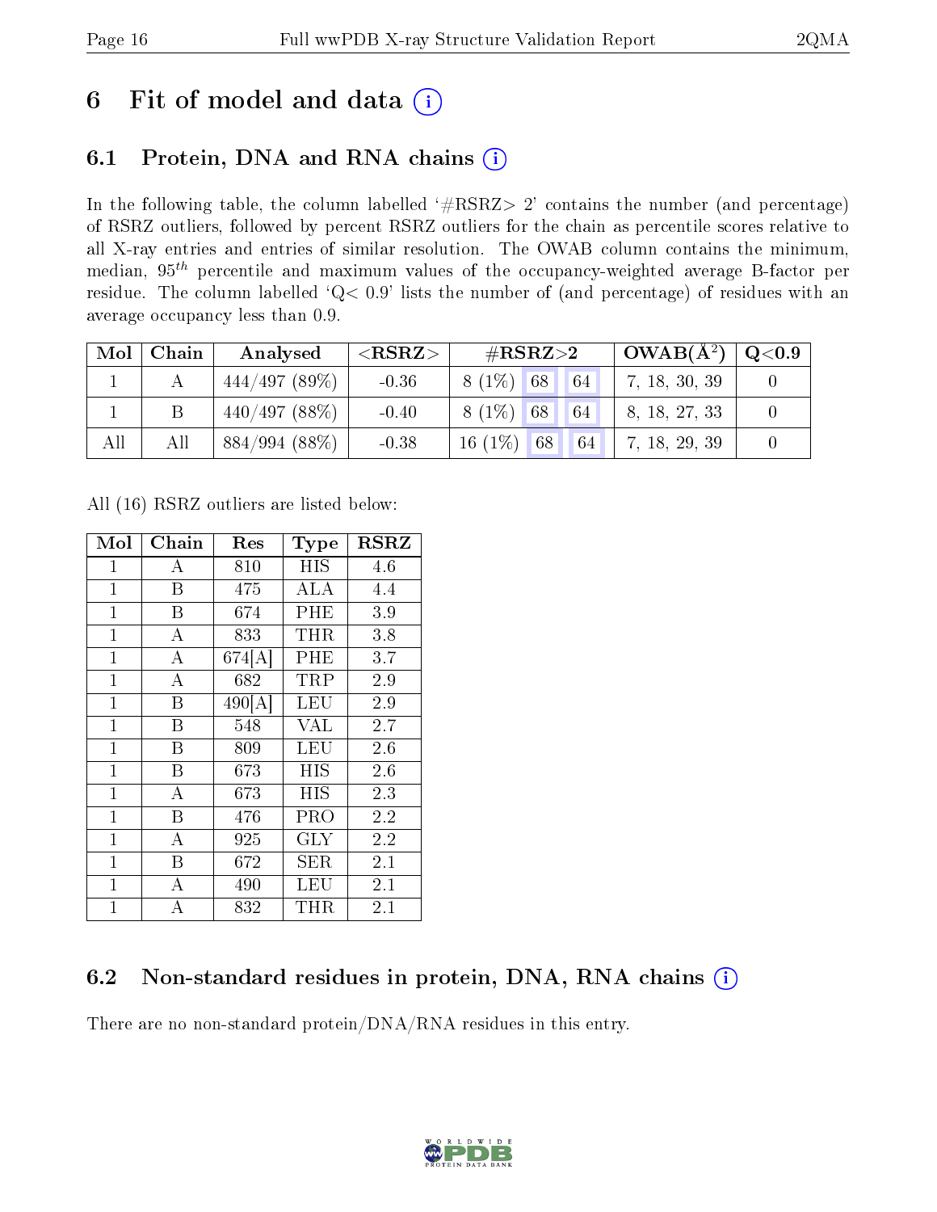# 6 Fit of model and data

## 6.1 Protein, DNA and RNA chains

In the following table, the column labelled '#RSRZ> 2' contains the number (and percentage) of RSRZ outliers, followed by percent RSRZ outliers for the chain as percentile scores relative to all X-ray entries and entries of similar resolution. The OWAB column contains the minimum, median, $95^{th}$ percentile and maximum values of the occupancy-weighted average B-factor per residue. The column labelled 'Q< 0.9' lists the number of (and percentage) of residues with an average occupancy less than 0.9.

| Mol | Chain | Analysed | <RSRZ> | #RSRZ>2 | | | OWAB(Å$^2$) | Q<0.9 |
|---|---|---|---|---|---|---|---|---|
| 1 | A | 444/497 (89%) | -0.36 | 8 (1%) | 68 | 64 | 7, 18, 30, 39 | 0 |
| 1 | B | 440/497 (88%) | -0.40 | 8 (1%) | 68 | 64 | 8, 18, 27, 33 | 0 |
| All | All | 884/994 (88%) | -0.38 | 16 (1%) | 68 | 64 | 7, 18, 29, 39 | 0 |

All (16) RSRZ outliers are listed below:

| Mol | Chain | Res | Type | RSRZ |
|---|---|---|---|---|
| 1 | A | 810 | HIS | 4.6 |
| 1 | B | 475 | ALA | 4.4 |
| 1 | B | 674 | PHE | 3.9 |
| 1 | A | 833 | THR | 3.8 |
| 1 | A | 674[A] | PHE | 3.7 |
| 1 | A | 682 | TRP | 2.9 |
| 1 | B | 490[A] | LEU | 2.9 |
| 1 | B | 548 | VAL | 2.7 |
| 1 | B | 809 | LEU | 2.6 |
| 1 | B | 673 | HIS | 2.6 |
| 1 | A | 673 | HIS | 2.3 |
| 1 | B | 476 | PRO | 2.2 |
| 1 | A | 925 | GLY | 2.2 |
| 1 | B | 672 | SER | 2.1 |
| 1 | A | 490 | LEU | 2.1 |
| 1 | A | 832 | THR | 2.1 |

## 6.2 Non-standard residues in protein, DNA, RNA chains

There are no non-standard protein/DNA/RNA residues in this entry.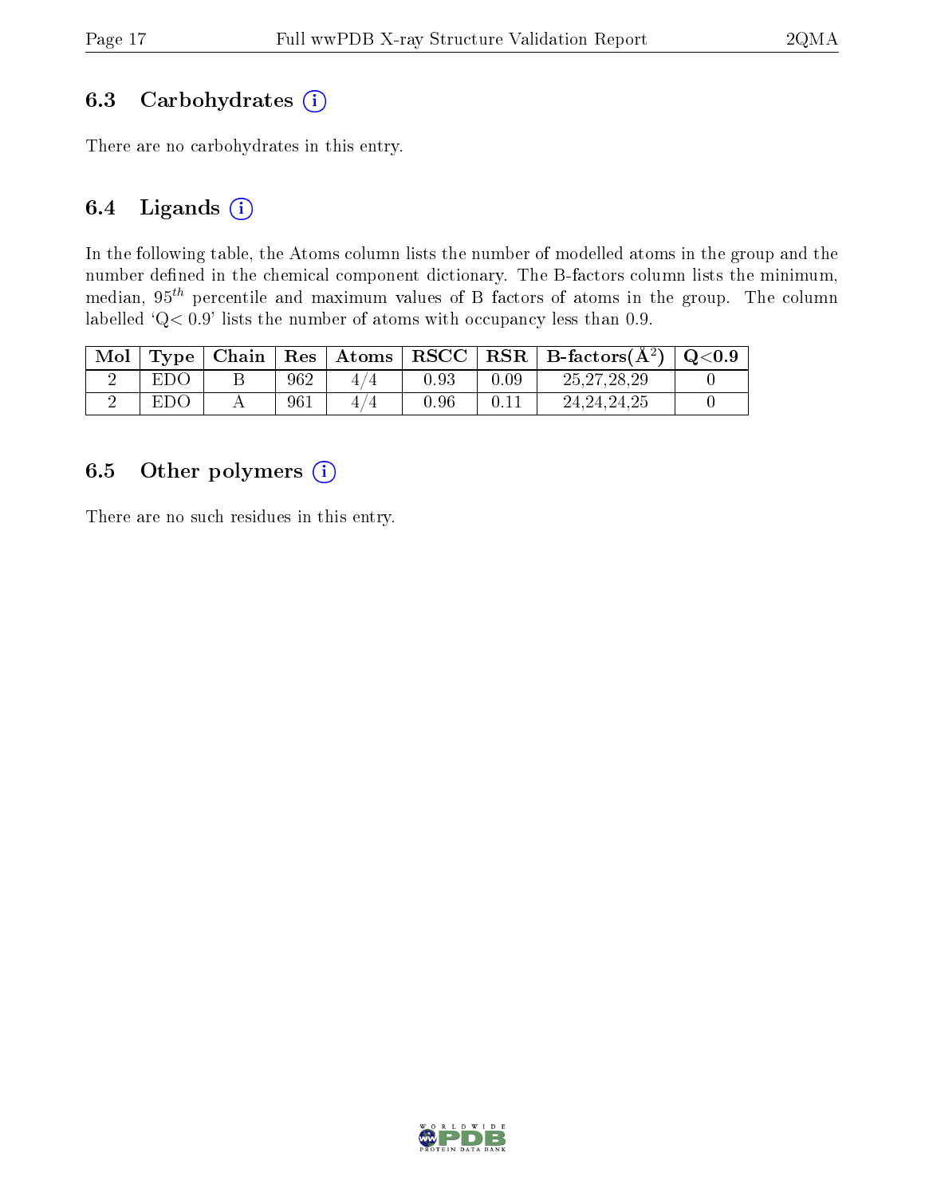### 6.3 Carbohydrates (i)

There are no carbohydrates in this entry.

### 6.4 Ligands (i)

In the following table, the Atoms column lists the number of modelled atoms in the group and the number defined in the chemical component dictionary. The B-factors column lists the minimum, median, $95^{th}$ percentile and maximum values of B factors of atoms in the group. The column labelled 'Q< 0.9' lists the number of atoms with occupancy less than 0.9.

| Mol | Type | Chain | Res | Atoms | RSCC | RSR | B-factors(Å$^2$) | Q<0.9 |
|---|---|---|---|---|---|---|---|---|
| 2 | EDO | B | 962 | 4/4 | 0.93 | 0.09 | 25,27,28,29 | 0 |
| 2 | EDO | A | 961 | 4/4 | 0.96 | 0.11 | 24,24,24,25 | 0 |

### 6.5 Other polymers (i)

There are no such residues in this entry.